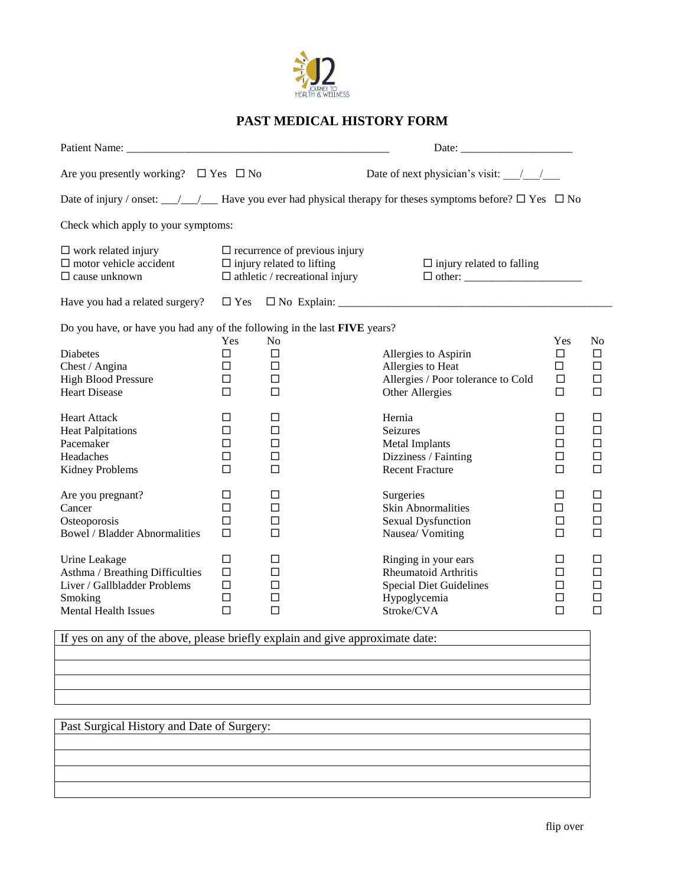# PAST MEDICAL HISTORY FORM

Patient Name: ______________________________________________ Date: ____________________

Are you presently working? ☐ Yes ☐ No Date of next physician's visit: ___/___/___

Date of injury / onset: ___/___/___ Have you ever had physical therapy for theses symptoms before? ☐ Yes ☐ No

Check which apply to your symptoms:

☐ work related injury
☐ motor vehicle accident
☐ cause unknown
☐ recurrence of previous injury
☐ injury related to lifting
☐ athletic / recreational injury
☐ injury related to falling
☐ other: ____________________

Have you had a related surgery? ☐ Yes ☐ No Explain: ______________________________________________

Do you have, or have you had any of the following in the last **FIVE** years?

| | Yes | No | | Yes | No |
|---|---|---|---|---|---|
| Diabetes | ☐ | ☐ | Allergies to Aspirin | ☐ | ☐ |
| Chest / Angina | ☐ | ☐ | Allergies to Heat | ☐ | ☐ |
| High Blood Pressure | ☐ | ☐ | Allergies / Poor tolerance to Cold | ☐ | ☐ |
| Heart Disease | ☐ | ☐ | Other Allergies | ☐ | ☐ |
| Heart Attack | ☐ | ☐ | Hernia | ☐ | ☐ |
| Heat Palpitations | ☐ | ☐ | Seizures | ☐ | ☐ |
| Pacemaker | ☐ | ☐ | Metal Implants | ☐ | ☐ |
| Headaches | ☐ | ☐ | Dizziness / Fainting | ☐ | ☐ |
| Kidney Problems | ☐ | ☐ | Recent Fracture | ☐ | ☐ |
| Are you pregnant? | ☐ | ☐ | Surgeries | ☐ | ☐ |
| Cancer | ☐ | ☐ | Skin Abnormalities | ☐ | ☐ |
| Osteoporosis | ☐ | ☐ | Sexual Dysfunction | ☐ | ☐ |
| Bowel / Bladder Abnormalities | ☐ | ☐ | Nausea/ Vomiting | ☐ | ☐ |
| Urine Leakage | ☐ | ☐ | Ringing in your ears | ☐ | ☐ |
| Asthma / Breathing Difficulties | ☐ | ☐ | Rheumatoid Arthritis | ☐ | ☐ |
| Liver / Gallbladder Problems | ☐ | ☐ | Special Diet Guidelines | ☐ | ☐ |
| Smoking | ☐ | ☐ | Hypoglycemia | ☐ | ☐ |
| Mental Health Issues | ☐ | ☐ | Stroke/CVA | ☐ | ☐ |

| If yes on any of the above, please briefly explain and give approximate date: |
|---|
| |
| |
| |
| |

| Past Surgical History and Date of Surgery: |
|---|
| |
| |
| |
| |

flip over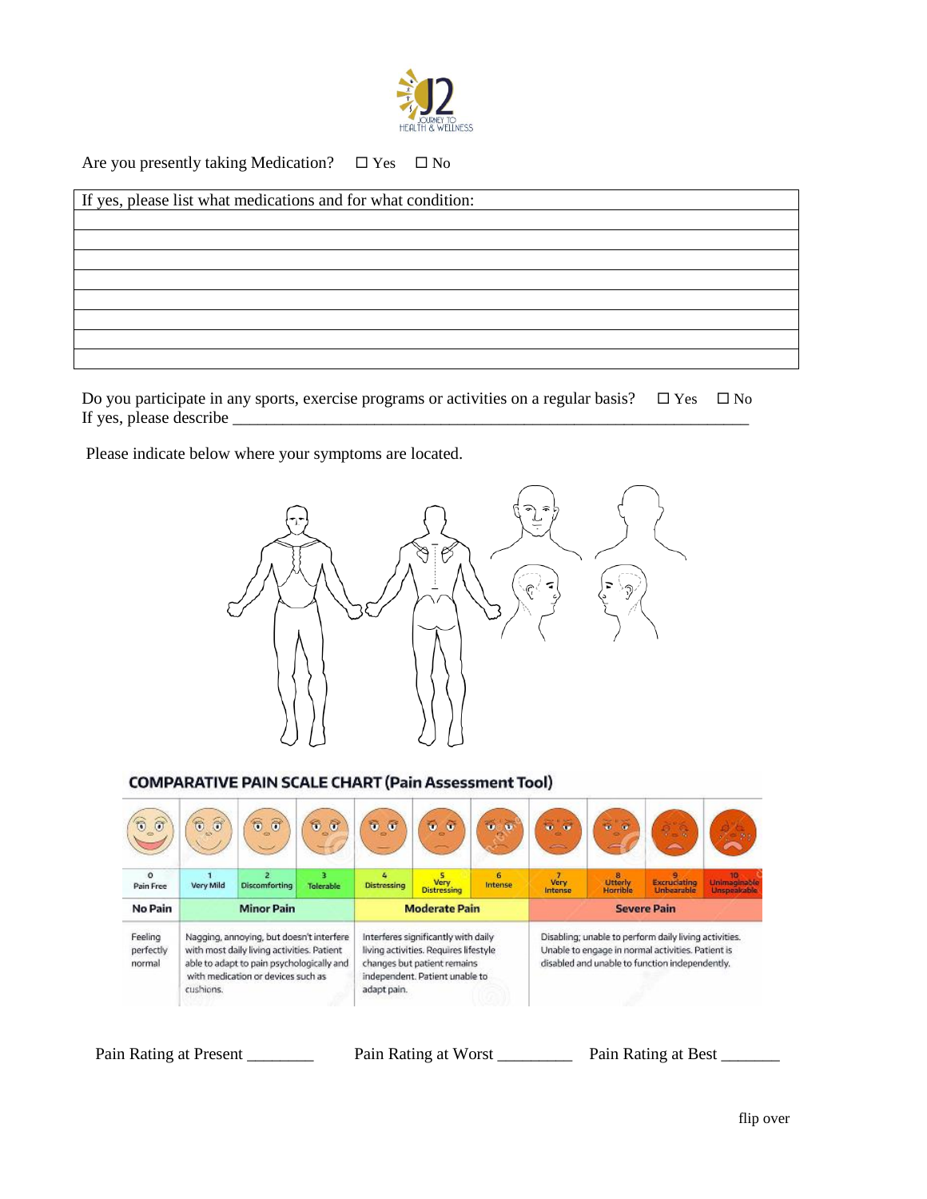Are you presently taking Medication? ☐ Yes ☐ No

| If yes, please list what medications and for what condition: |
|---|
| |
| |
| |
| |
| |
| |
| |
| |

Do you participate in any sports, exercise programs or activities on a regular basis? ☐ Yes ☐ No
If yes, please describe ___________________________________________________________________

Please indicate below where your symptoms are located.

**COMPARATIVE PAIN SCALE CHART (Pain Assessment Tool)**

| 0 Pain Free | 1 Very Mild | 2 Discomforting | 3 Tolerable | 4 Distressing | 5 Very Distressing | 6 Intense | 7 Very Intense | 8 Utterly Horrible | 9 Excruciating Unbearable | 10 Unimaginable Unspeakable |
|---|---|---|---|---|---|---|---|---|---|---|
| **No Pain** | **Minor Pain** | | | **Moderate Pain** | | | **Severe Pain** | | | |
| Feeling perfectly normal | Nagging, annoying, but doesn't interfere with most daily living activities. Patient able to adapt to pain psychologically and with medication or devices such as cushions. | | | Interferes significantly with daily living activities. Requires lifestyle changes but patient remains independent. Patient unable to adapt pain. | | | Disabling; unable to perform daily living activities. Unable to engage in normal activities. Patient is disabled and unable to function independently. | | | |

Pain Rating at Present ________ Pain Rating at Worst _________ Pain Rating at Best _______

flip over